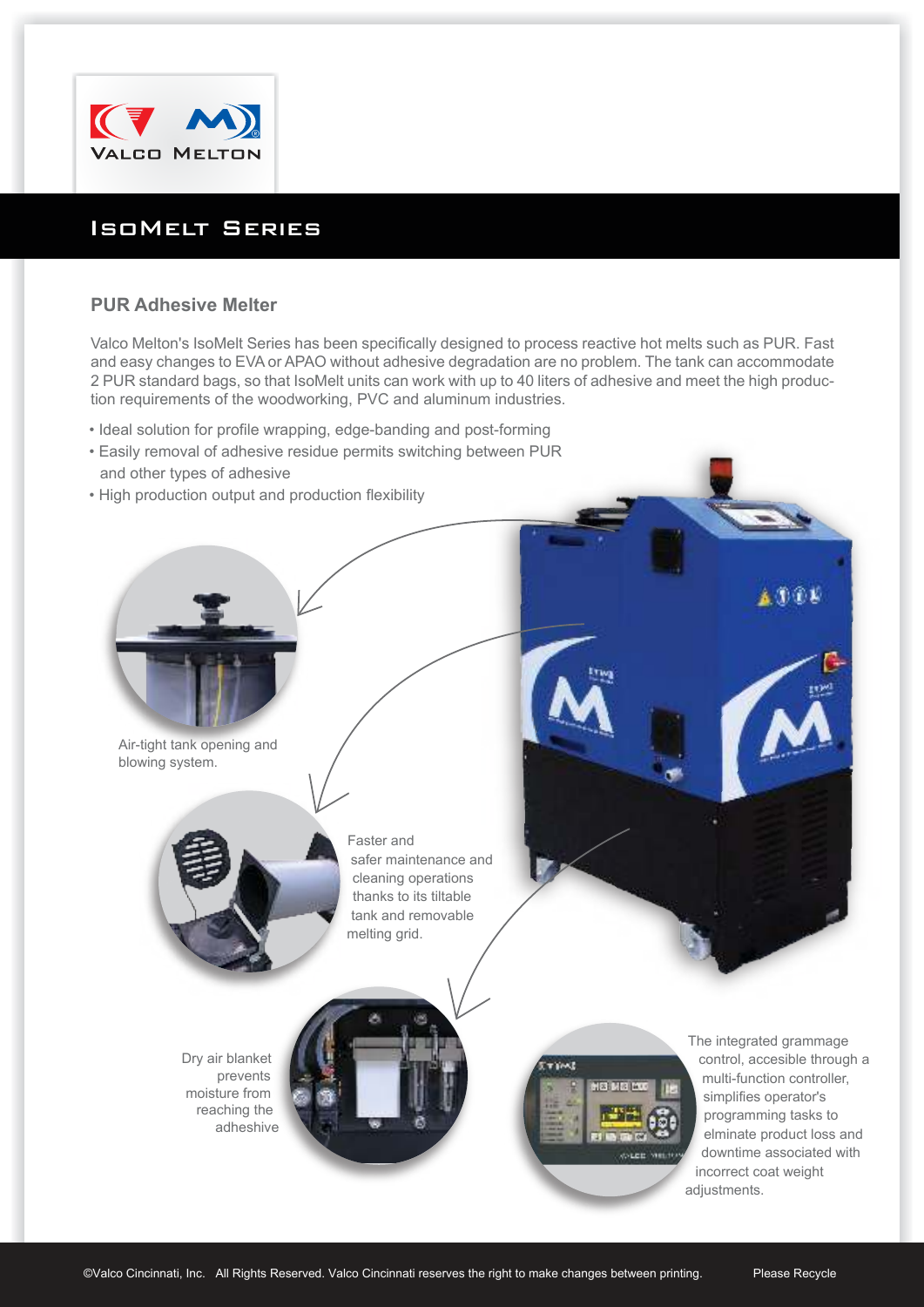Valco Melton

# IsoMelt Series

## PUR Adhesive Melter

Valco Melton's IsoMelt Series has been specifically designed to process reactive hot melts such as PUR. Fast and easy changes to EVA or APAO without adhesive degradation are no problem. The tank can accommodate 2 PUR standard bags, so that IsoMelt units can work with up to 40 liters of adhesive and meet the high production requirements of the woodworking, PVC and aluminum industries.

- Ideal solution for profile wrapping, edge-banding and post-forming
- Easily removal of adhesive residue permits switching between PUR and other types of adhesive
- High production output and production flexibility

Air-tight tank opening and blowing system.

Faster and safer maintenance and cleaning operations thanks to its tiltable tank and removable melting grid.

Dry air blanket prevents moisture from reaching the adheshive

The integrated grammage control, accesible through a multi-function controller, simplifies operator's programming tasks to elminate product loss and downtime associated with incorrect coat weight adjustments.

©Valco Cincinnati, Inc. All Rights Reserved. Valco Cincinnati reserves the right to make changes between printing. Please Recycle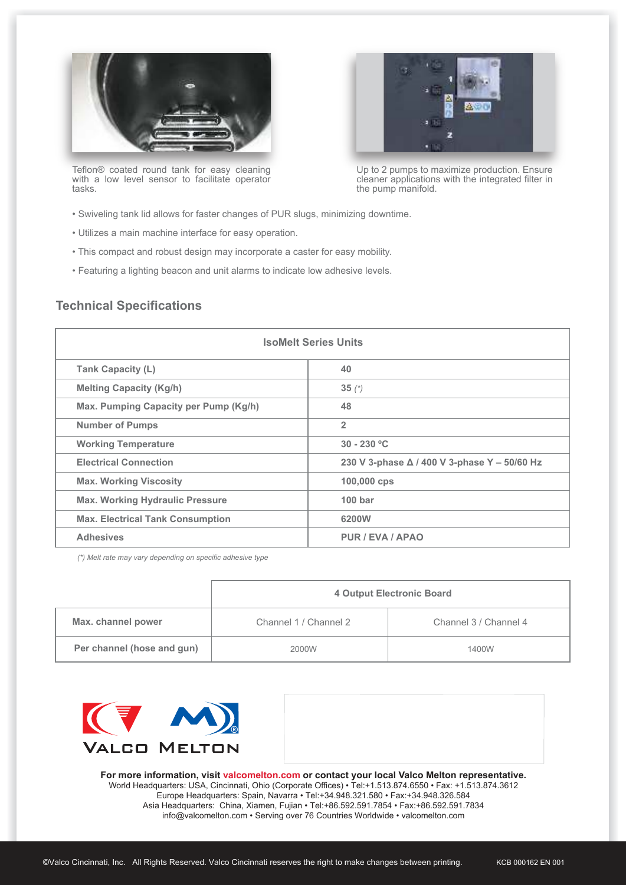Teflon® coated round tank for easy cleaning with a low level sensor to facilitate operator tasks.

Up to 2 pumps to maximize production. Ensure cleaner applications with the integrated filter in the pump manifold.

- Swiveling tank lid allows for faster changes of PUR slugs, minimizing downtime.
- Utilizes a main machine interface for easy operation.
- This compact and robust design may incorporate a caster for easy mobility.
- Featuring a lighting beacon and unit alarms to indicate low adhesive levels.

## Technical Specifications

| IsoMelt Series Units | |
|---|---|
| Tank Capacity (L) | 40 |
| Melting Capacity (Kg/h) | 35 *(\*)* |
| Max. Pumping Capacity per Pump (Kg/h) | 48 |
| Number of Pumps | 2 |
| Working Temperature | 30 - 230 ºC |
| Electrical Connection | 230 V 3-phase Δ / 400 V 3-phase Y – 50/60 Hz |
| Max. Working Viscosity | 100,000 cps |
| Max. Working Hydraulic Pressure | 100 bar |
| Max. Electrical Tank Consumption | 6200W |
| Adhesives | PUR / EVA / APAO |

*(\*) Melt rate may vary depending on specific adhesive type*

| | 4 Output Electronic Board | |
|---|---|---|
| Max. channel power | Channel 1 / Channel 2 | Channel 3 / Channel 4 |
| Per channel (hose and gun) | 2000W | 1400W |

VALCO MELTON

**For more information, visit valcomelton.com or contact your local Valco Melton representative.**
World Headquarters: USA, Cincinnati, Ohio (Corporate Offices) • Tel:+1.513.874.6550 • Fax: +1.513.874.3612
Europe Headquarters: Spain, Navarra • Tel:+34.948.321.580 • Fax:+34.948.326.584
Asia Headquarters: China, Xiamen, Fujian • Tel:+86.592.591.7854 • Fax:+86.592.591.7834
info@valcomelton.com • Serving over 76 Countries Worldwide • valcomelton.com

©Valco Cincinnati, Inc. All Rights Reserved. Valco Cincinnati reserves the right to make changes between printing. KCB 000162 EN 001